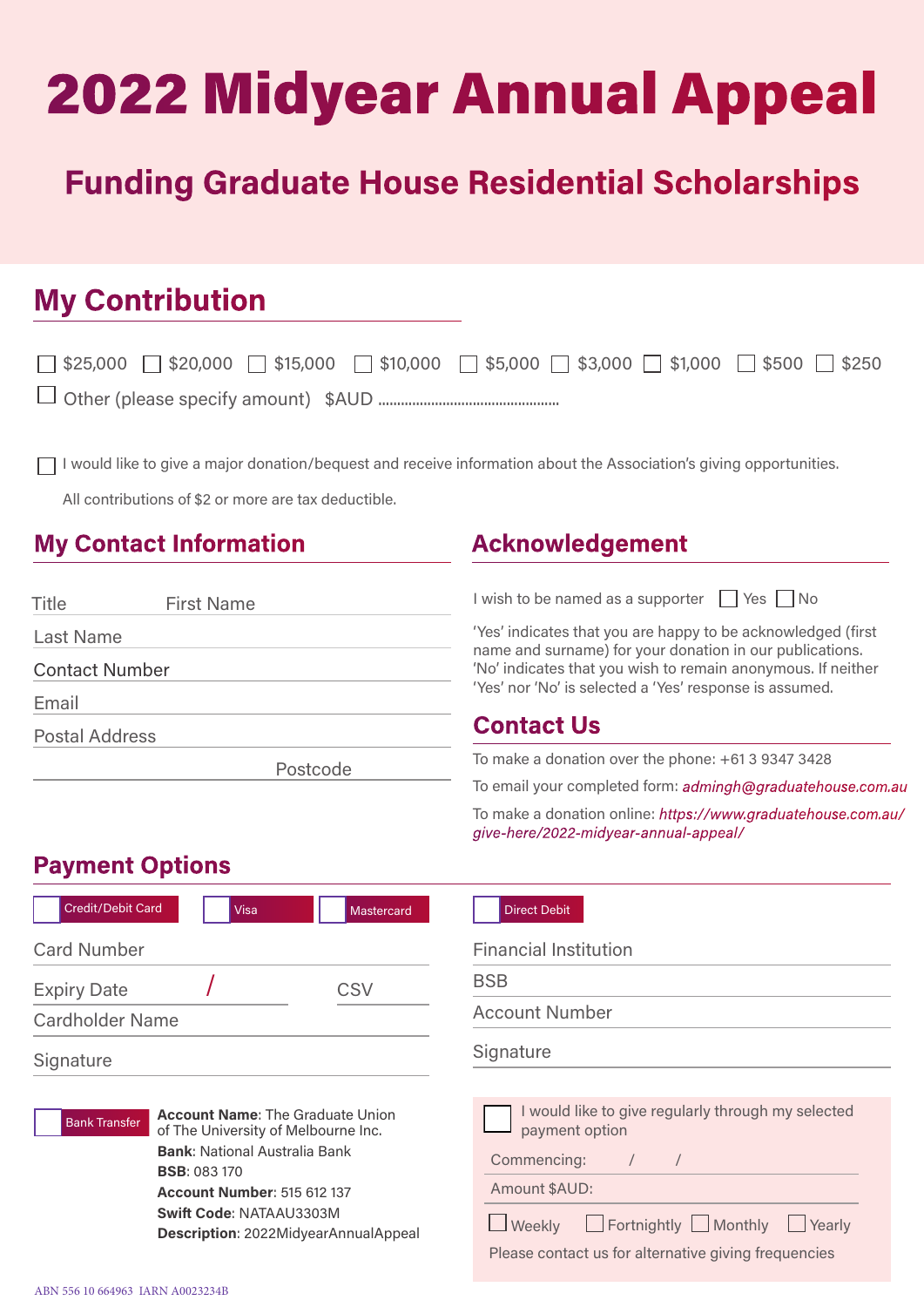# 2022 Midyear Annual Appeal

## Funding Graduate House Residential Scholarships

## My Contribution

☐ $25,000 ☐ $20,000 ☐ $15,000 ☐ $10,000 ☐ $5,000 ☐ $3,000 ☐ $1,000 ☐ $500 ☐ $250

☐ Other (please specify amount) $AUD ..............................................

☐ I would like to give a major donation/bequest and receive information about the Association's giving opportunities.

All contributions of $2 or more are tax deductible.

## My Contact Information

Title First Name

Last Name

Contact Number

Email

Postal Address

Postcode

## Acknowledgement

I wish to be named as a supporter ☐ Yes ☐ No

'Yes' indicates that you are happy to be acknowledged (first name and surname) for your donation in our publications. 'No' indicates that you wish to remain anonymous. If neither 'Yes' nor 'No' is selected a 'Yes' response is assumed.

## Contact Us

To make a donation over the phone: +61 3 9347 3428

To email your completed form: *admingh@graduatehouse.com.au*

To make a donation online: *https://www.graduatehouse.com.au/give-here/2022-midyear-annual-appeal/*

## Payment Options

☐ Credit/Debit Card ☐ Visa ☐ Mastercard

Card Number

Expiry Date / CSV

Cardholder Name

Signature

☐ Direct Debit

Financial Institution

BSB

Account Number

Signature

☐ Bank Transfer

**Account Name**: The Graduate Union of The University of Melbourne Inc.
**Bank**: National Australia Bank
**BSB**: 083 170
**Account Number**: 515 612 137
**Swift Code**: NATAAU3303M
**Description**: 2022MidyearAnnualAppeal

☐ I would like to give regularly through my selected payment option

Commencing: / /

Amount $AUD:

☐ Weekly ☐ Fortnightly ☐ Monthly ☐ Yearly

Please contact us for alternative giving frequencies

ABN 556 10 664963 IARN A0023234B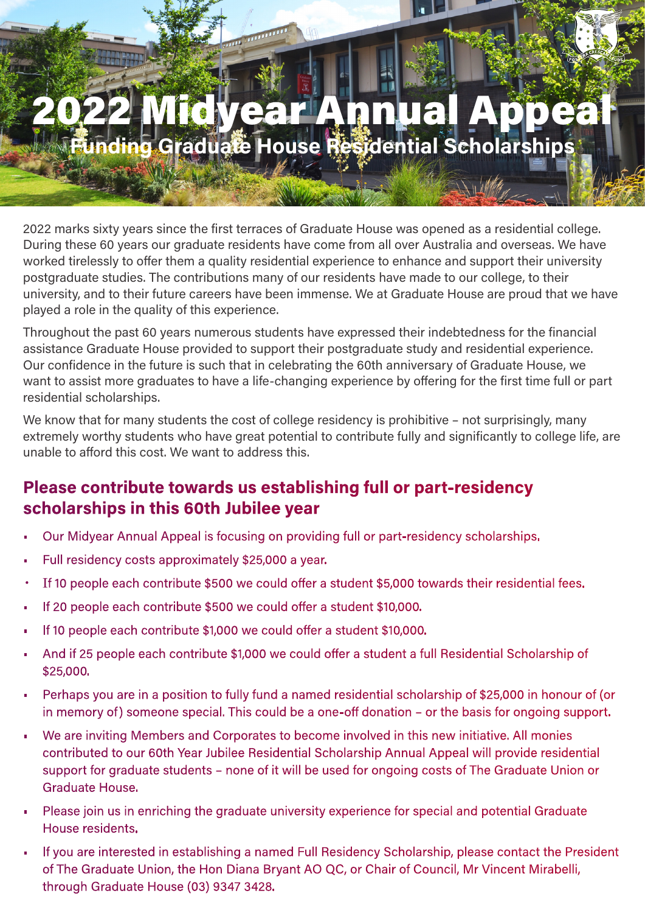# 2022 Midyear Annual Appeal

## Funding Graduate House Residential Scholarships

2022 marks sixty years since the first terraces of Graduate House was opened as a residential college. During these 60 years our graduate residents have come from all over Australia and overseas. We have worked tirelessly to offer them a quality residential experience to enhance and support their university postgraduate studies. The contributions many of our residents have made to our college, to their university, and to their future careers have been immense. We at Graduate House are proud that we have played a role in the quality of this experience.

Throughout the past 60 years numerous students have expressed their indebtedness for the financial assistance Graduate House provided to support their postgraduate study and residential experience. Our confidence in the future is such that in celebrating the 60th anniversary of Graduate House, we want to assist more graduates to have a life-changing experience by offering for the first time full or part residential scholarships.

We know that for many students the cost of college residency is prohibitive – not surprisingly, many extremely worthy students who have great potential to contribute fully and significantly to college life, are unable to afford this cost. We want to address this.

## Please contribute towards us establishing full or part-residency scholarships in this 60th Jubilee year

- Our Midyear Annual Appeal is focusing on providing full or part-residency scholarships.
- Full residency costs approximately $25,000 a year.
- If 10 people each contribute $500 we could offer a student $5,000 towards their residential fees.
- If 20 people each contribute $500 we could offer a student $10,000.
- If 10 people each contribute $1,000 we could offer a student $10,000.
- And if 25 people each contribute $1,000 we could offer a student a full Residential Scholarship of $25,000.
- Perhaps you are in a position to fully fund a named residential scholarship of $25,000 in honour of (or in memory of) someone special. This could be a one-off donation – or the basis for ongoing support.
- We are inviting Members and Corporates to become involved in this new initiative. All monies contributed to our 60th Year Jubilee Residential Scholarship Annual Appeal will provide residential support for graduate students – none of it will be used for ongoing costs of The Graduate Union or Graduate House.
- Please join us in enriching the graduate university experience for special and potential Graduate House residents.
- If you are interested in establishing a named Full Residency Scholarship, please contact the President of The Graduate Union, the Hon Diana Bryant AO QC, or Chair of Council, Mr Vincent Mirabelli, through Graduate House (03) 9347 3428.